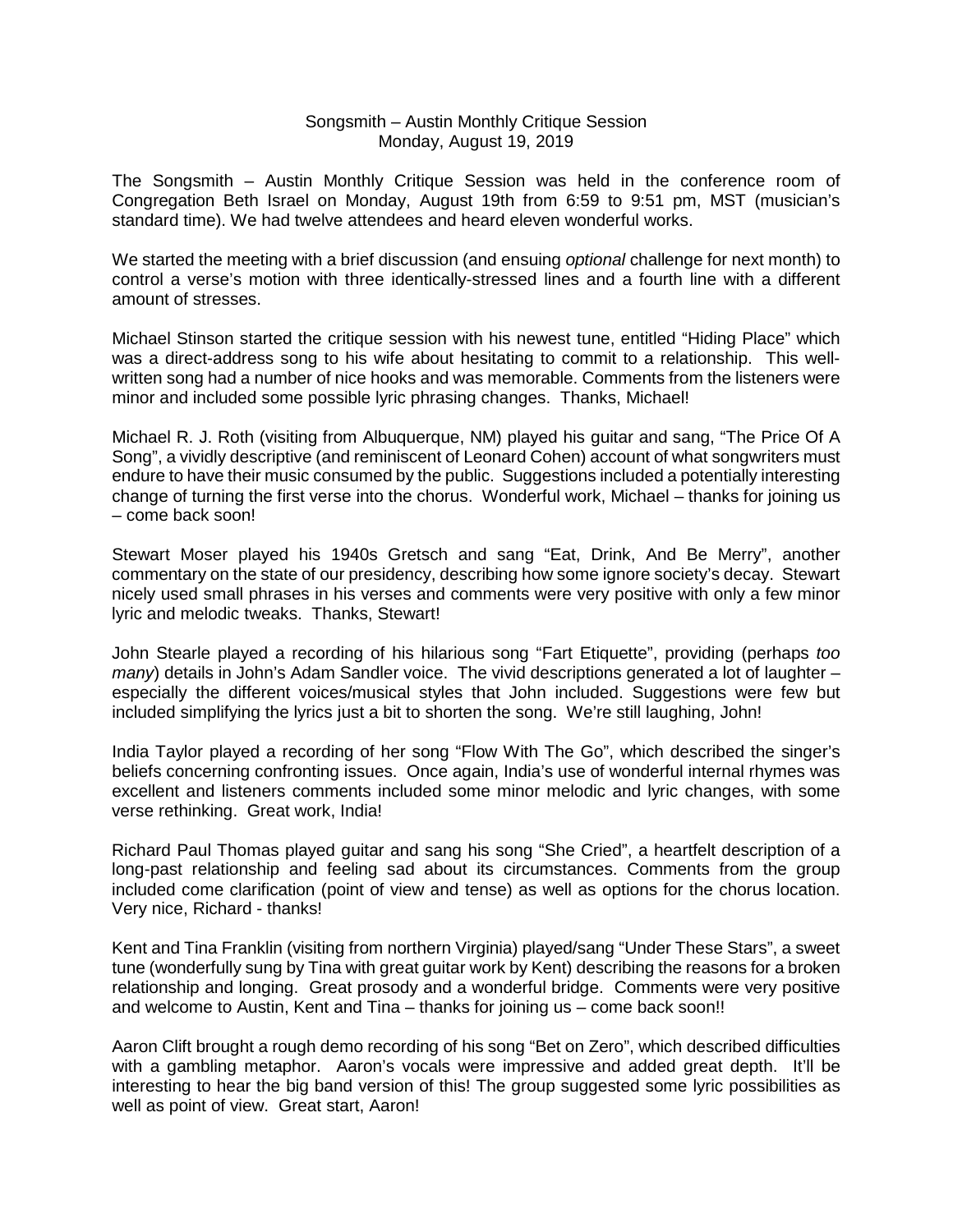Songsmith – Austin Monthly Critique Session
Monday, August 19, 2019

The Songsmith – Austin Monthly Critique Session was held in the conference room of Congregation Beth Israel on Monday, August 19th from 6:59 to 9:51 pm, MST (musician's standard time). We had twelve attendees and heard eleven wonderful works.

We started the meeting with a brief discussion (and ensuing *optional* challenge for next month) to control a verse's motion with three identically-stressed lines and a fourth line with a different amount of stresses.

Michael Stinson started the critique session with his newest tune, entitled "Hiding Place" which was a direct-address song to his wife about hesitating to commit to a relationship. This well-written song had a number of nice hooks and was memorable. Comments from the listeners were minor and included some possible lyric phrasing changes. Thanks, Michael!

Michael R. J. Roth (visiting from Albuquerque, NM) played his guitar and sang, "The Price Of A Song", a vividly descriptive (and reminiscent of Leonard Cohen) account of what songwriters must endure to have their music consumed by the public. Suggestions included a potentially interesting change of turning the first verse into the chorus. Wonderful work, Michael – thanks for joining us – come back soon!

Stewart Moser played his 1940s Gretsch and sang "Eat, Drink, And Be Merry", another commentary on the state of our presidency, describing how some ignore society's decay. Stewart nicely used small phrases in his verses and comments were very positive with only a few minor lyric and melodic tweaks. Thanks, Stewart!

John Stearle played a recording of his hilarious song "Fart Etiquette", providing (perhaps *too many*) details in John's Adam Sandler voice. The vivid descriptions generated a lot of laughter – especially the different voices/musical styles that John included. Suggestions were few but included simplifying the lyrics just a bit to shorten the song. We're still laughing, John!

India Taylor played a recording of her song "Flow With The Go", which described the singer's beliefs concerning confronting issues. Once again, India's use of wonderful internal rhymes was excellent and listeners comments included some minor melodic and lyric changes, with some verse rethinking. Great work, India!

Richard Paul Thomas played guitar and sang his song "She Cried", a heartfelt description of a long-past relationship and feeling sad about its circumstances. Comments from the group included come clarification (point of view and tense) as well as options for the chorus location. Very nice, Richard - thanks!

Kent and Tina Franklin (visiting from northern Virginia) played/sang "Under These Stars", a sweet tune (wonderfully sung by Tina with great guitar work by Kent) describing the reasons for a broken relationship and longing. Great prosody and a wonderful bridge. Comments were very positive and welcome to Austin, Kent and Tina – thanks for joining us – come back soon!!

Aaron Clift brought a rough demo recording of his song "Bet on Zero", which described difficulties with a gambling metaphor. Aaron's vocals were impressive and added great depth. It'll be interesting to hear the big band version of this! The group suggested some lyric possibilities as well as point of view. Great start, Aaron!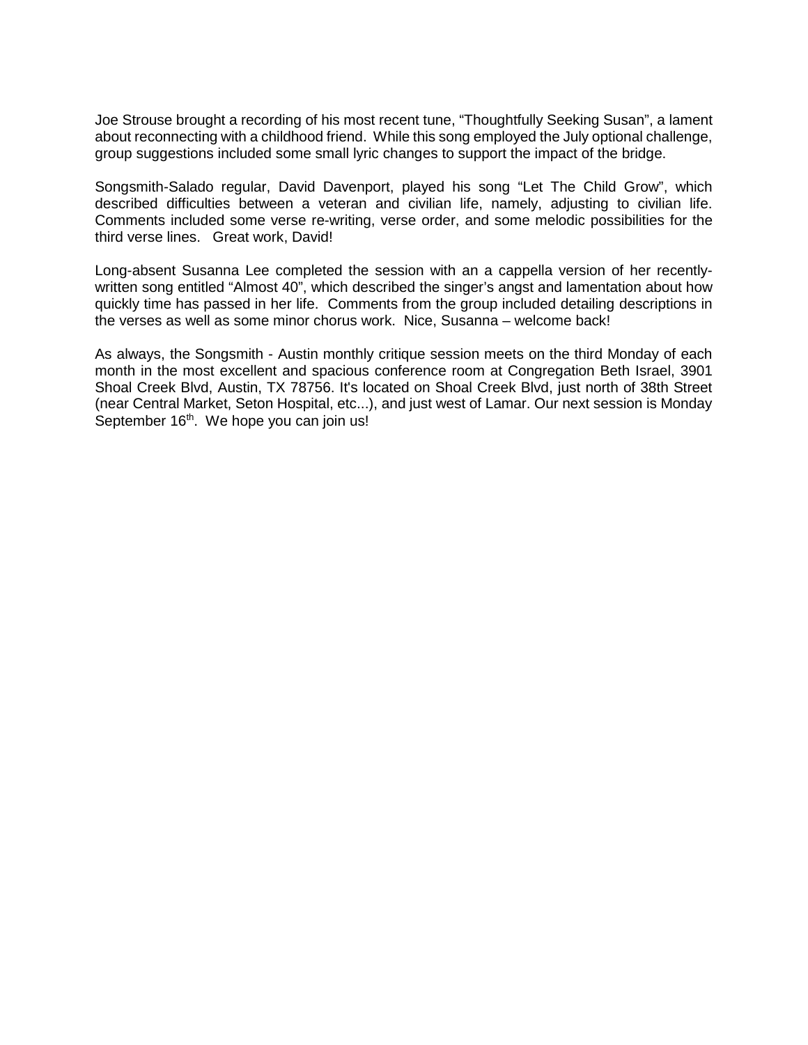Joe Strouse brought a recording of his most recent tune, “Thoughtfully Seeking Susan”, a lament about reconnecting with a childhood friend. While this song employed the July optional challenge, group suggestions included some small lyric changes to support the impact of the bridge.

Songsmith-Salado regular, David Davenport, played his song “Let The Child Grow”, which described difficulties between a veteran and civilian life, namely, adjusting to civilian life. Comments included some verse re-writing, verse order, and some melodic possibilities for the third verse lines. Great work, David!

Long-absent Susanna Lee completed the session with an a cappella version of her recently-written song entitled “Almost 40”, which described the singer’s angst and lamentation about how quickly time has passed in her life. Comments from the group included detailing descriptions in the verses as well as some minor chorus work. Nice, Susanna – welcome back!

As always, the Songsmith - Austin monthly critique session meets on the third Monday of each month in the most excellent and spacious conference room at Congregation Beth Israel, 3901 Shoal Creek Blvd, Austin, TX 78756. It's located on Shoal Creek Blvd, just north of 38th Street (near Central Market, Seton Hospital, etc...), and just west of Lamar. Our next session is Monday September 16th. We hope you can join us!